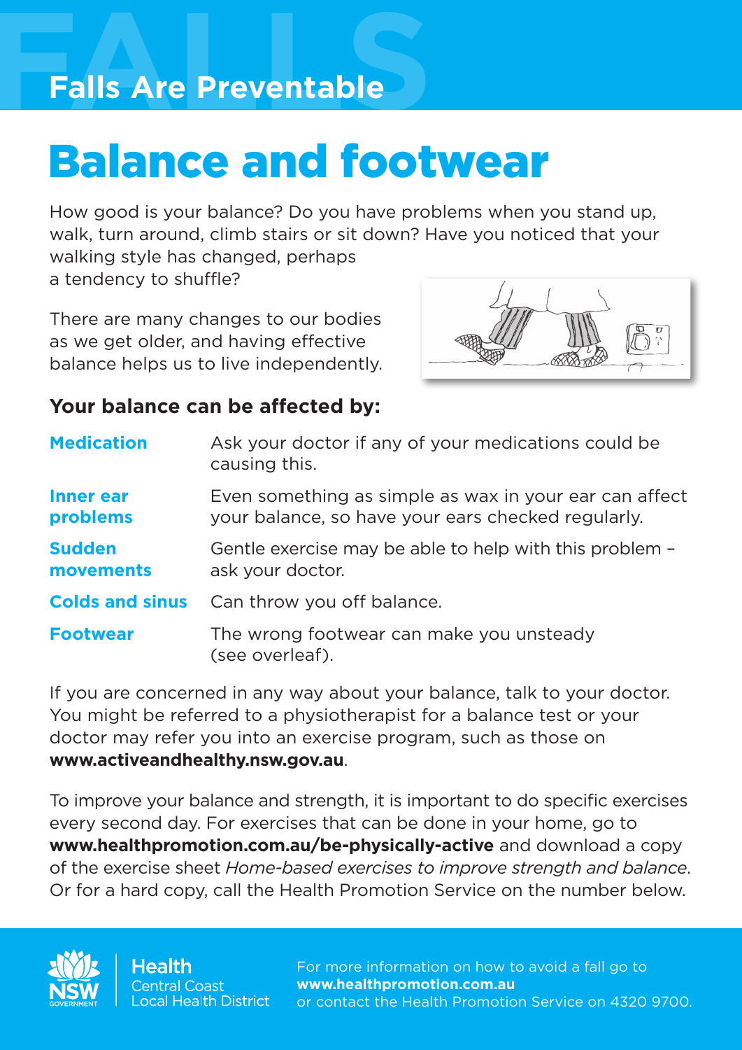Falls Are Preventable

# Balance and footwear

How good is your balance? Do you have problems when you stand up, walk, turn around, climb stairs or sit down? Have you noticed that your walking style has changed, perhaps a tendency to shuffle?

There are many changes to our bodies as we get older, and having effective balance helps us to live independently.

## Your balance can be affected by:

| | |
|---|---|
| **Medication** | Ask your doctor if any of your medications could be causing this. |
| **Inner ear problems** | Even something as simple as wax in your ear can affect your balance, so have your ears checked regularly. |
| **Sudden movements** | Gentle exercise may be able to help with this problem – ask your doctor. |
| **Colds and sinus** | Can throw you off balance. |
| **Footwear** | The wrong footwear can make you unsteady (see overleaf). |

If you are concerned in any way about your balance, talk to your doctor. You might be referred to a physiotherapist for a balance test or your doctor may refer you into an exercise program, such as those on **www.activeandhealthy.nsw.gov.au**.

To improve your balance and strength, it is important to do specific exercises every second day. For exercises that can be done in your home, go to **www.healthpromotion.com.au/be-physically-active** and download a copy of the exercise sheet *Home-based exercises to improve strength and balance*. Or for a hard copy, call the Health Promotion Service on the number below.

NSW Government | Health | Central Coast Local Health District

For more information on how to avoid a fall go to **www.healthpromotion.com.au** or contact the Health Promotion Service on 4320 9700.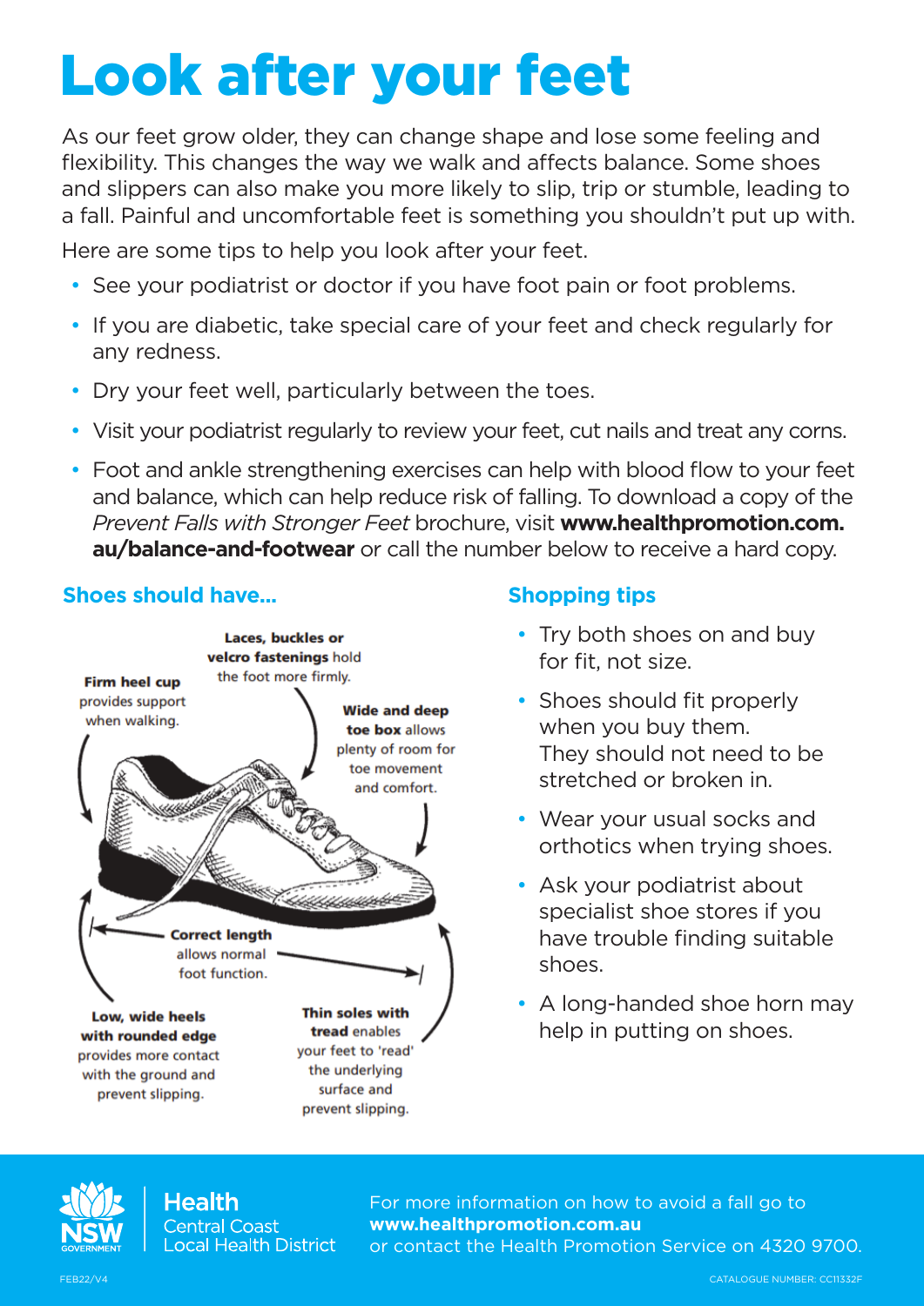# Look after your feet

As our feet grow older, they can change shape and lose some feeling and flexibility. This changes the way we walk and affects balance. Some shoes and slippers can also make you more likely to slip, trip or stumble, leading to a fall. Painful and uncomfortable feet is something you shouldn't put up with.

Here are some tips to help you look after your feet.

- See your podiatrist or doctor if you have foot pain or foot problems.
- If you are diabetic, take special care of your feet and check regularly for any redness.
- Dry your feet well, particularly between the toes.
- Visit your podiatrist regularly to review your feet, cut nails and treat any corns.
- Foot and ankle strengthening exercises can help with blood flow to your feet and balance, which can help reduce risk of falling. To download a copy of the *Prevent Falls with Stronger Feet* brochure, visit **www.healthpromotion.com.au/balance-and-footwear** or call the number below to receive a hard copy.

## Shoes should have...

**Laces, buckles or velcro fastenings** hold the foot more firmly.

**Firm heel cup** provides support when walking.

**Wide and deep toe box** allows plenty of room for toe movement and comfort.

**Correct length** allows normal foot function.

**Low, wide heels with rounded edge** provides more contact with the ground and prevent slipping.

**Thin soles with tread** enables your feet to 'read' the underlying surface and prevent slipping.

## Shopping tips

- Try both shoes on and buy for fit, not size.
- Shoes should fit properly when you buy them. They should not need to be stretched or broken in.
- Wear your usual socks and orthotics when trying shoes.
- Ask your podiatrist about specialist shoe stores if you have trouble finding suitable shoes.
- A long-handed shoe horn may help in putting on shoes.

NSW GOVERNMENT

Health
Central Coast
Local Health District

For more information on how to avoid a fall go to **www.healthpromotion.com.au** or contact the Health Promotion Service on 4320 9700.

FEB22/V4

CATALOGUE NUMBER: CC11332F